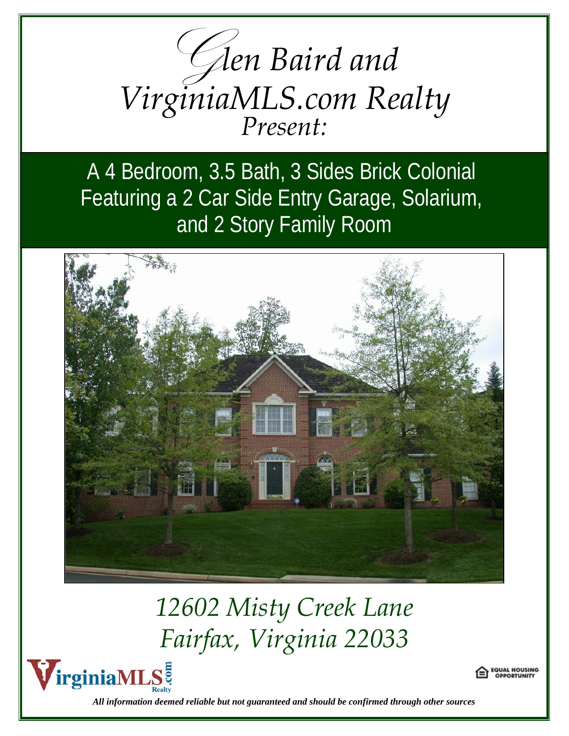# *Glen Baird and VirginiaMLS.com Realty Present:*

## A 4 Bedroom, 3.5 Bath, 3 Sides Brick Colonial Featuring a 2 Car Side Entry Garage, Solarium, and 2 Story Family Room

## *12602 Misty Creek Lane Fairfax, Virginia 22033*

VirginiaMLS.com Realty

EQUAL HOUSING OPPORTUNITY

***All information deemed reliable but not guaranteed and should be confirmed through other sources***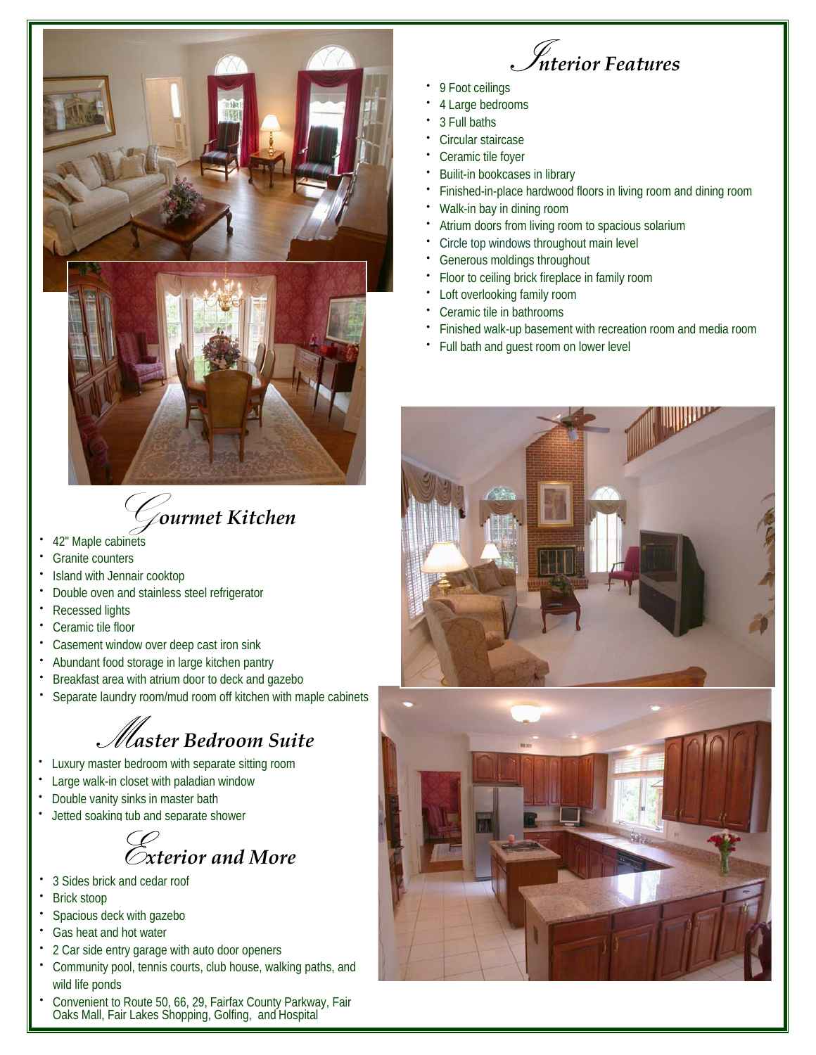## Interior Features

- 9 Foot ceilings
- 4 Large bedrooms
- 3 Full baths
- Circular staircase
- Ceramic tile foyer
- Builit-in bookcases in library
- Finished-in-place hardwood floors in living room and dining room
- Walk-in bay in dining room
- Atrium doors from living room to spacious solarium
- Circle top windows throughout main level
- Generous moldings throughout
- Floor to ceiling brick fireplace in family room
- Loft overlooking family room
- Ceramic tile in bathrooms
- Finished walk-up basement with recreation room and media room
- Full bath and guest room on lower level

## Gourmet Kitchen

- 42" Maple cabinets
- Granite counters
- Island with Jennair cooktop
- Double oven and stainless steel refrigerator
- Recessed lights
- Ceramic tile floor
- Casement window over deep cast iron sink
- Abundant food storage in large kitchen pantry
- Breakfast area with atrium door to deck and gazebo
- Separate laundry room/mud room off kitchen with maple cabinets

## Master Bedroom Suite

- Luxury master bedroom with separate sitting room
- Large walk-in closet with paladian window
- Double vanity sinks in master bath
- Jetted soaking tub and separate shower

## Exterior and More

- 3 Sides brick and cedar roof
- Brick stoop
- Spacious deck with gazebo
- Gas heat and hot water
- 2 Car side entry garage with auto door openers
- Community pool, tennis courts, club house, walking paths, and wild life ponds
- Convenient to Route 50, 66, 29, Fairfax County Parkway, Fair Oaks Mall, Fair Lakes Shopping, Golfing, and Hospital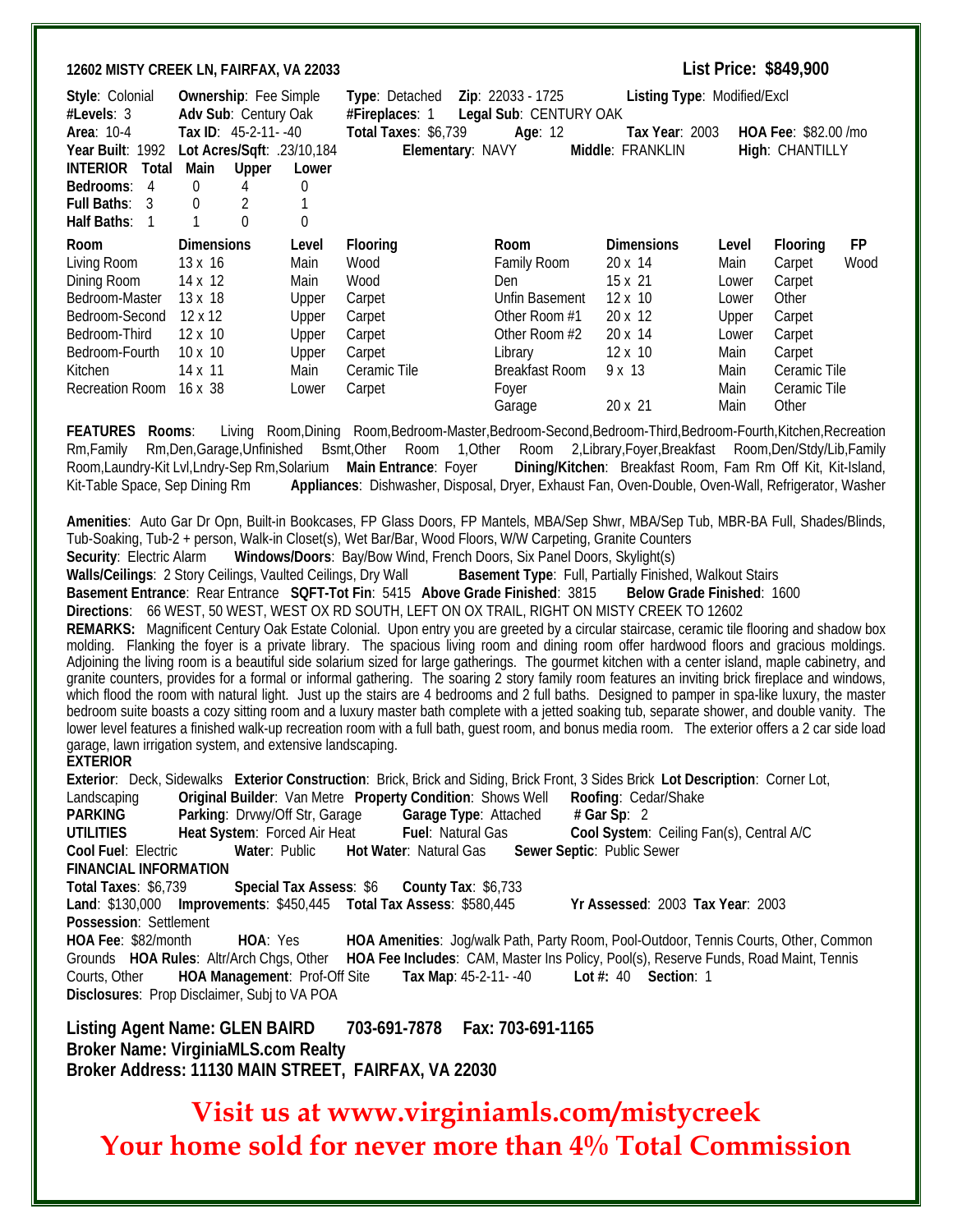**12602 MISTY CREEK LN, FAIRFAX, VA 22033** **List Price: $849,900**

**Style**: Colonial **Ownership**: Fee Simple **Type**: Detached **Zip**: 22033 - 1725 **Listing Type**: Modified/Excl
**#Levels**: 3 **Adv Sub**: Century Oak **#Fireplaces**: 1 **Legal Sub**: CENTURY OAK
**Area**: 10-4 **Tax ID**: 45-2-11- -40 **Total Taxes**: $6,739 **Age**: 12 **Tax Year**: 2003 **HOA Fee**: $82.00 /mo
**Year Built**: 1992 **Lot Acres/Sqft**: .23/10,184 **Elementary**: NAVY **Middle**: FRANKLIN **High**: CHANTILLY

| INTERIOR | Total | Main | Upper | Lower |
|---|---|---|---|---|
| Bedrooms: | 4 | 0 | 4 | 0 |
| Full Baths: | 3 | 0 | 2 | 1 |
| Half Baths: | 1 | 1 | 0 | 0 |

| Room | Dimensions | Level | Flooring | Room | Dimensions | Level | Flooring | FP |
|---|---|---|---|---|---|---|---|---|
| Living Room | 13 x 16 | Main | Wood | Family Room | 20 x 14 | Main | Carpet | Wood |
| Dining Room | 14 x 12 | Main | Wood | Den | 15 x 21 | Lower | Carpet | |
| Bedroom-Master | 13 x 18 | Upper | Carpet | Unfin Basement | 12 x 10 | Lower | Other | |
| Bedroom-Second | 12 x 12 | Upper | Carpet | Other Room #1 | 20 x 12 | Upper | Carpet | |
| Bedroom-Third | 12 x 10 | Upper | Carpet | Other Room #2 | 20 x 14 | Lower | Carpet | |
| Bedroom-Fourth | 10 x 10 | Upper | Carpet | Library | 12 x 10 | Main | Carpet | |
| Kitchen | 14 x 11 | Main | Ceramic Tile | Breakfast Room | 9 x 13 | Main | Ceramic Tile | |
| Recreation Room | 16 x 38 | Lower | Carpet | Foyer | | Main | Ceramic Tile | |
| | | | | Garage | 20 x 21 | Main | Other | |

**FEATURES Rooms**: Living Room,Dining Room,Bedroom-Master,Bedroom-Second,Bedroom-Third,Bedroom-Fourth,Kitchen,Recreation Rm,Family Rm,Den,Garage,Unfinished Bsmt,Other Room 1,Other Room 2,Library,Foyer,Breakfast Room,Den/Stdy/Lib,Family Room,Laundry-Kit Lvl,Lndry-Sep Rm,Solarium **Main Entrance**: Foyer **Dining/Kitchen**: Breakfast Room, Fam Rm Off Kit, Kit-Island, Kit-Table Space, Sep Dining Rm **Appliances**: Dishwasher, Disposal, Dryer, Exhaust Fan, Oven-Double, Oven-Wall, Refrigerator, Washer

**Amenities**: Auto Gar Dr Opn, Built-in Bookcases, FP Glass Doors, FP Mantels, MBA/Sep Shwr, MBA/Sep Tub, MBR-BA Full, Shades/Blinds, Tub-Soaking, Tub-2 + person, Walk-in Closet(s), Wet Bar/Bar, Wood Floors, W/W Carpeting, Granite Counters
**Security**: Electric Alarm **Windows/Doors**: Bay/Bow Wind, French Doors, Six Panel Doors, Skylight(s)
**Walls/Ceilings**: 2 Story Ceilings, Vaulted Ceilings, Dry Wall **Basement Type**: Full, Partially Finished, Walkout Stairs
**Basement Entrance**: Rear Entrance **SQFT-Tot Fin**: 5415 **Above Grade Finished**: 3815 **Below Grade Finished**: 1600
**Directions**: 66 WEST, 50 WEST, WEST OX RD SOUTH, LEFT ON OX TRAIL, RIGHT ON MISTY CREEK TO 12602
**REMARKS:** Magnificent Century Oak Estate Colonial. Upon entry you are greeted by a circular staircase, ceramic tile flooring and shadow box molding. Flanking the foyer is a private library. The spacious living room and dining room offer hardwood floors and gracious moldings. Adjoining the living room is a beautiful side solarium sized for large gatherings. The gourmet kitchen with a center island, maple cabinetry, and granite counters, provides for a formal or informal gathering. The soaring 2 story family room features an inviting brick fireplace and windows, which flood the room with natural light. Just up the stairs are 4 bedrooms and 2 full baths. Designed to pamper in spa-like luxury, the master bedroom suite boasts a cozy sitting room and a luxury master bath complete with a jetted soaking tub, separate shower, and double vanity. The lower level features a finished walk-up recreation room with a full bath, guest room, and bonus media room. The exterior offers a 2 car side load garage, lawn irrigation system, and extensive landscaping.

**EXTERIOR**
**Exterior**: Deck, Sidewalks **Exterior Construction**: Brick, Brick and Siding, Brick Front, 3 Sides Brick **Lot Description**: Corner Lot, Landscaping **Original Builder**: Van Metre **Property Condition**: Shows Well **Roofing**: Cedar/Shake

**PARKING** **Parking**: Drvwy/Off Str, Garage **Garage Type**: Attached **# Gar Sp**: 2

**UTILITIES** **Heat System**: Forced Air Heat **Fuel**: Natural Gas **Cool System**: Ceiling Fan(s), Central A/C
**Cool Fuel**: Electric **Water**: Public **Hot Water**: Natural Gas **Sewer Septic**: Public Sewer

**FINANCIAL INFORMATION**
**Total Taxes**: $6,739 **Special Tax Assess**: $6 **County Tax**: $6,733
**Land**: $130,000 **Improvements**: $450,445 **Total Tax Assess**: $580,445 **Yr Assessed**: 2003 **Tax Year**: 2003
**Possession**: Settlement
**HOA Fee**: $82/month **HOA**: Yes **HOA Amenities**: Jog/walk Path, Party Room, Pool-Outdoor, Tennis Courts, Other, Common Grounds **HOA Rules**: Altr/Arch Chgs, Other **HOA Fee Includes**: CAM, Master Ins Policy, Pool(s), Reserve Funds, Road Maint, Tennis Courts, Other **HOA Management**: Prof-Off Site **Tax Map**: 45-2-11- -40 **Lot #:** 40 **Section**: 1
**Disclosures**: Prop Disclaimer, Subj to VA POA

**Listing Agent Name: GLEN BAIRD 703-691-7878 Fax: 703-691-1165**
**Broker Name: VirginiaMLS.com Realty**
**Broker Address: 11130 MAIN STREET, FAIRFAX, VA 22030**

## Visit us at www.virginiamls.com/mistycreek
## Your home sold for never more than 4% Total Commission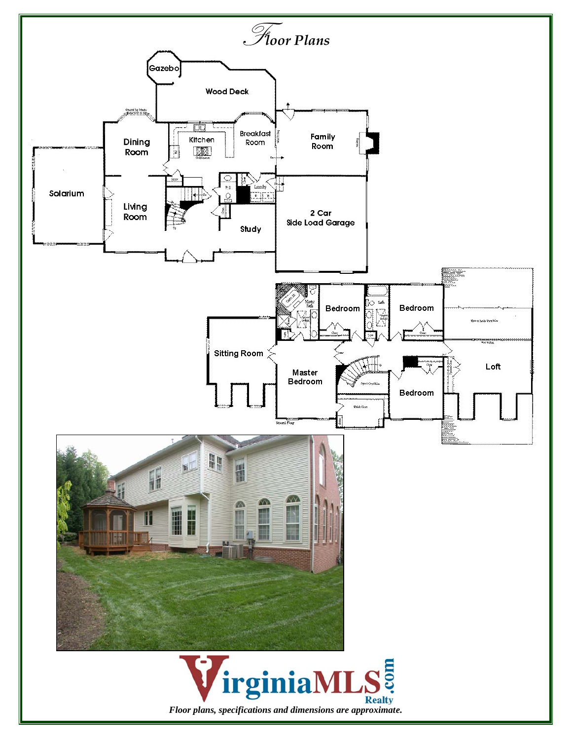# Floor Plans

Gazebo

Wood Deck

Dining Room

Kitchen

Breakfast Room

Family Room

Solarium

Living Room

Study

2 Car Side Load Garage

Bedroom

Bedroom

Sitting Room

Master Bedroom

Loft

Bedroom

VirginiaMLS.com Realty

*Floor plans, specifications and dimensions are approximate.*